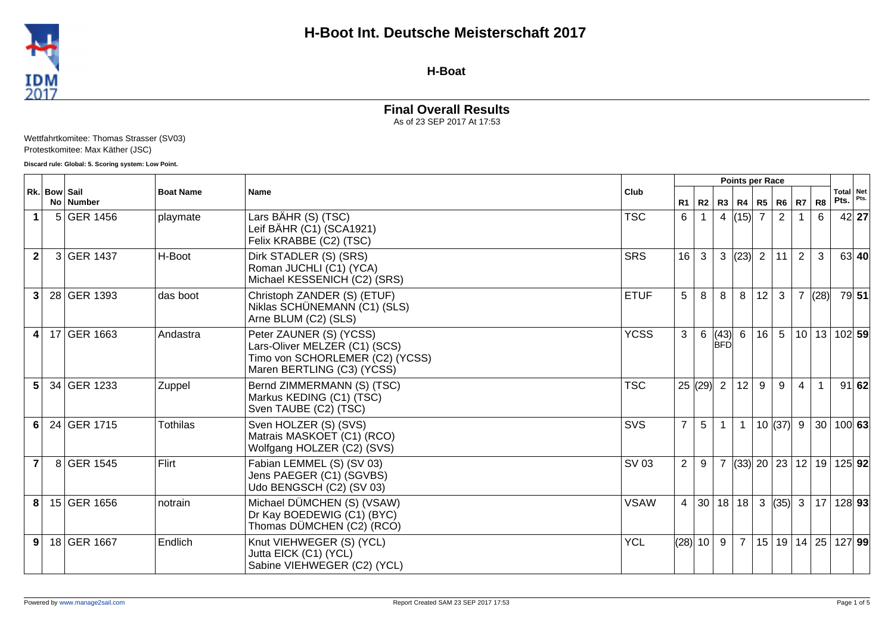# H-Boot Int. Deutsche Meisterschaft 2017

**H-Boat**

## Final Overall Results

As of 23 SEP 2017 At 17:53

Wettfahrtkomitee: Thomas Strasser (SV03)
Protestkomitee: Max Käther (JSC)

**Discard rule: Global: 5. Scoring system: Low Point.**

| Rk. | Bow No | Sail Number | Boat Name | Name | Club | R1 | R2 | R3 | R4 | R5 | R6 | R7 | R8 | Total Pts. | Net Pts. |
|---|---|---|---|---|---|---|---|---|---|---|---|---|---|---|---|
| 1 | 5 | GER 1456 | playmate | Lars BÄHR (S) (TSC)<br>Leif BÄHR (C1) (SCA1921)<br>Felix KRABBE (C2) (TSC) | TSC | 6 | 1 | 4 | (15) | 7 | 2 | 1 | 6 | 42 | **27** |
| 2 | 3 | GER 1437 | H-Boot | Dirk STADLER (S) (SRS)<br>Roman JUCHLI (C1) (YCA)<br>Michael KESSENICH (C2) (SRS) | SRS | 16 | 3 | 3 | (23) | 2 | 11 | 2 | 3 | 63 | **40** |
| 3 | 28 | GER 1393 | das boot | Christoph ZANDER (S) (ETUF)<br>Niklas SCHÜNEMANN (C1) (SLS)<br>Arne BLUM (C2) (SLS) | ETUF | 5 | 8 | 8 | 8 | 12 | 3 | 7 | (28) | 79 | **51** |
| 4 | 17 | GER 1663 | Andastra | Peter ZAUNER (S) (YCSS)<br>Lars-Oliver MELZER (C1) (SCS)<br>Timo von SCHORLEMER (C2) (YCSS)<br>Maren BERTLING (C3) (YCSS) | YCSS | 3 | 6 | (43) BFD | 6 | 16 | 5 | 10 | 13 | 102 | **59** |
| 5 | 34 | GER 1233 | Zuppel | Bernd ZIMMERMANN (S) (TSC)<br>Markus KEDING (C1) (TSC)<br>Sven TAUBE (C2) (TSC) | TSC | 25 | (29) | 2 | 12 | 9 | 9 | 4 | 1 | 91 | **62** |
| 6 | 24 | GER 1715 | Tothilas | Sven HOLZER (S) (SVS)<br>Matrais MASKOET (C1) (RCO)<br>Wolfgang HOLZER (C2) (SVS) | SVS | 7 | 5 | 1 | 1 | 10 | (37) | 9 | 30 | 100 | **63** |
| 7 | 8 | GER 1545 | Flirt | Fabian LEMMEL (S) (SV 03)<br>Jens PAEGER (C1) (SGVBS)<br>Udo BENGSCH (C2) (SV 03) | SV 03 | 2 | 9 | 7 | (33) | 20 | 23 | 12 | 19 | 125 | **92** |
| 8 | 15 | GER 1656 | notrain | Michael DÜMCHEN (S) (VSAW)<br>Dr Kay BOEDEWIG (C1) (BYC)<br>Thomas DÜMCHEN (C2) (RCO) | VSAW | 4 | 30 | 18 | 18 | 3 | (35) | 3 | 17 | 128 | **93** |
| 9 | 18 | GER 1667 | Endlich | Knut VIEHWEGER (S) (YCL)<br>Jutta EICK (C1) (YCL)<br>Sabine VIEHWEGER (C2) (YCL) | YCL | (28) | 10 | 9 | 7 | 15 | 19 | 14 | 25 | 127 | **99** |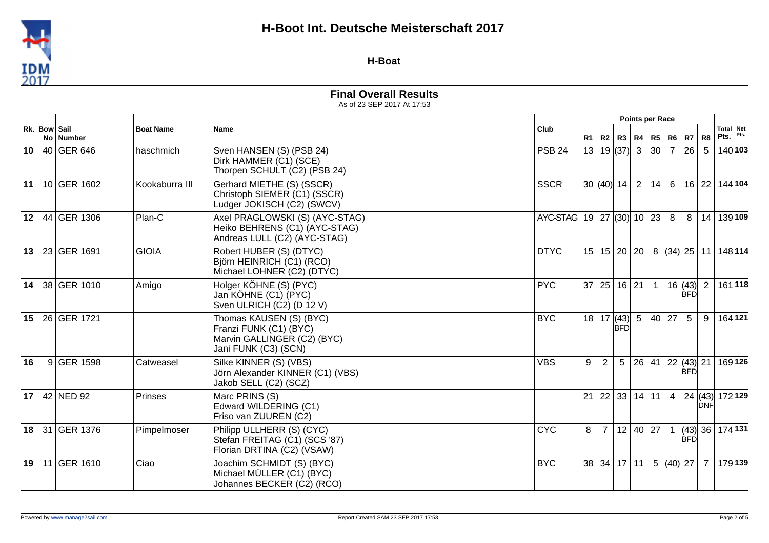# H-Boot Int. Deutsche Meisterschaft 2017

**H-Boat**

## Final Overall Results

As of 23 SEP 2017 At 17:53

| Rk. | Bow No | Sail Number | Boat Name | Name | Club | R1 | R2 | R3 | R4 | R5 | R6 | R7 | R8 | Total Pts. | Net Pts. |
|---|---|---|---|---|---|---|---|---|---|---|---|---|---|---|---|
| | | | | | | Points per Race | | | | | | | | | |
| **10** | 40 | GER 646 | haschmich | Sven HANSEN (S) (PSB 24)<br>Dirk HAMMER (C1) (SCE)<br>Thorpen SCHULT (C2) (PSB 24) | PSB 24 | 13 | 19 | (37) | 3 | 30 | 7 | 26 | 5 | 140 | **103** |
| **11** | 10 | GER 1602 | Kookaburra III | Gerhard MIETHE (S) (SSCR)<br>Christoph SIEMER (C1) (SSCR)<br>Ludger JOKISCH (C2) (SWCV) | SSCR | 30 | (40) | 14 | 2 | 14 | 6 | 16 | 22 | 144 | **104** |
| **12** | 44 | GER 1306 | Plan-C | Axel PRAGLOWSKI (S) (AYC-STAG)<br>Heiko BEHRENS (C1) (AYC-STAG)<br>Andreas LULL (C2) (AYC-STAG) | AYC-STAG | 19 | 27 | (30) | 10 | 23 | 8 | 8 | 14 | 139 | **109** |
| **13** | 23 | GER 1691 | GIOIA | Robert HUBER (S) (DTYC)<br>Björn HEINRICH (C1) (RCO)<br>Michael LOHNER (C2) (DTYC) | DTYC | 15 | 15 | 20 | 20 | 8 | (34) | 25 | 11 | 148 | **114** |
| **14** | 38 | GER 1010 | Amigo | Holger KÖHNE (S) (PYC)<br>Jan KÖHNE (C1) (PYC)<br>Sven ULRICH (C2) (D 12 V) | PYC | 37 | 25 | 16 | 21 | 1 | 16 | (43) BFD | 2 | 161 | **118** |
| **15** | 26 | GER 1721 | | Thomas KAUSEN (S) (BYC)<br>Franzi FUNK (C1) (BYC)<br>Marvin GALLINGER (C2) (BYC)<br>Jani FUNK (C3) (SCN) | BYC | 18 | 17 | (43) BFD | 5 | 40 | 27 | 5 | 9 | 164 | **121** |
| **16** | 9 | GER 1598 | Catweasel | Silke KINNER (S) (VBS)<br>Jörn Alexander KINNER (C1) (VBS)<br>Jakob SELL (C2) (SCZ) | VBS | 9 | 2 | 5 | 26 | 41 | 22 | (43) BFD | 21 | 169 | **126** |
| **17** | 42 | NED 92 | Prinses | Marc PRINS (S)<br>Edward WILDERING (C1)<br>Friso van ZUUREN (C2) | | 21 | 22 | 33 | 14 | 11 | 4 | 24 | (43) DNF | 172 | **129** |
| **18** | 31 | GER 1376 | Pimpelmoser | Philipp ULLHERR (S) (CYC)<br>Stefan FREITAG (C1) (SCS '87)<br>Florian DRTINA (C2) (VSAW) | CYC | 8 | 7 | 12 | 40 | 27 | 1 | (43) BFD | 36 | 174 | **131** |
| **19** | 11 | GER 1610 | Ciao | Joachim SCHMIDT (S) (BYC)<br>Michael MÜLLER (C1) (BYC)<br>Johannes BECKER (C2) (RCO) | BYC | 38 | 34 | 17 | 11 | 5 | (40) | 27 | 7 | 179 | **139** |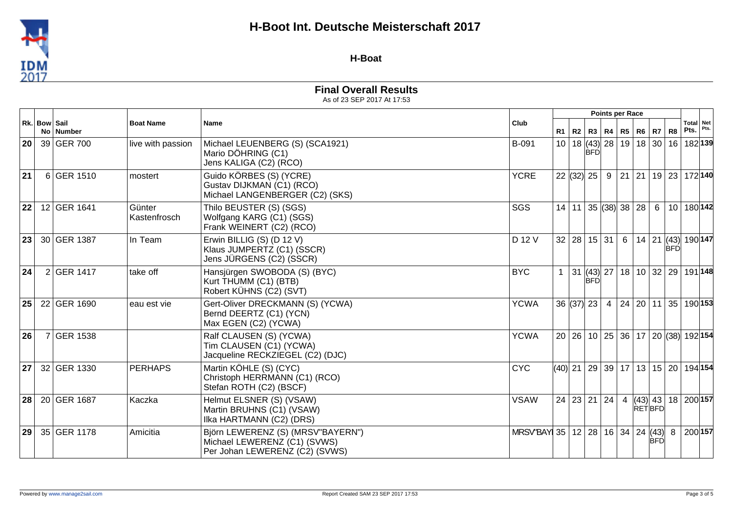# H-Boot Int. Deutsche Meisterschaft 2017

**H-Boat**

## Final Overall Results

As of 23 SEP 2017 At 17:53

| Rk. | Bow No | Sail Number | Boat Name | Name | Club | R1 | R2 | R3 | R4 | R5 | R6 | R7 | R8 | Total Pts. | Net Pts. |
|---|---|---|---|---|---|---|---|---|---|---|---|---|---|---|---|
| **20** | 39 | GER 700 | live with passion | Michael LEUENBERG (S) (SCA1921)<br>Mario DÖHRING (C1)<br>Jens KALIGA (C2) (RCO) | B-091 | 10 | 18 | (43) BFD | 28 | 19 | 18 | 30 | 16 | 182 | **139** |
| **21** | 6 | GER 1510 | mostert | Guido KÖRBES (S) (YCRE)<br>Gustav DIJKMAN (C1) (RCO)<br>Michael LANGENBERGER (C2) (SKS) | YCRE | 22 | (32) | 25 | 9 | 21 | 21 | 19 | 23 | 172 | **140** |
| **22** | 12 | GER 1641 | Günter Kastenfrosch | Thilo BEUSTER (S) (SGS)<br>Wolfgang KARG (C1) (SGS)<br>Frank WEINERT (C2) (RCO) | SGS | 14 | 11 | 35 | (38) | 38 | 28 | 6 | 10 | 180 | **142** |
| **23** | 30 | GER 1387 | In Team | Erwin BILLIG (S) (D 12 V)<br>Klaus JUMPERTZ (C1) (SSCR)<br>Jens JÜRGENS (C2) (SSCR) | D 12 V | 32 | 28 | 15 | 31 | 6 | 14 | 21 | (43) BFD | 190 | **147** |
| **24** | 2 | GER 1417 | take off | Hansjürgen SWOBODA (S) (BYC)<br>Kurt THUMM (C1) (BTB)<br>Robert KÜHNS (C2) (SVT) | BYC | 1 | 31 | (43) BFD | 27 | 18 | 10 | 32 | 29 | 191 | **148** |
| **25** | 22 | GER 1690 | eau est vie | Gert-Oliver DRECKMANN (S) (YCWA)<br>Bernd DEERTZ (C1) (YCN)<br>Max EGEN (C2) (YCWA) | YCWA | 36 | (37) | 23 | 4 | 24 | 20 | 11 | 35 | 190 | **153** |
| **26** | 7 | GER 1538 | | Ralf CLAUSEN (S) (YCWA)<br>Tim CLAUSEN (C1) (YCWA)<br>Jacqueline RECKZIEGEL (C2) (DJC) | YCWA | 20 | 26 | 10 | 25 | 36 | 17 | 20 | (38) | 192 | **154** |
| **27** | 32 | GER 1330 | PERHAPS | Martin KÖHLE (S) (CYC)<br>Christoph HERRMANN (C1) (RCO)<br>Stefan ROTH (C2) (BSCF) | CYC | (40) | 21 | 29 | 39 | 17 | 13 | 15 | 20 | 194 | **154** |
| **28** | 20 | GER 1687 | Kaczka | Helmut ELSNER (S) (VSAW)<br>Martin BRUHNS (C1) (VSAW)<br>Ilka HARTMANN (C2) (DRS) | VSAW | 24 | 23 | 21 | 24 | 4 | (43) RET | 43 BFD | 18 | 200 | **157** |
| **29** | 35 | GER 1178 | Amicitia | Björn LEWERENZ (S) (MRSV"BAYERN")<br>Michael LEWERENZ (C1) (SVWS)<br>Per Johan LEWERENZ (C2) (SVWS) | MRSV"BAYI | 35 | 12 | 28 | 16 | 34 | 24 | (43) BFD | 8 | 200 | **157** |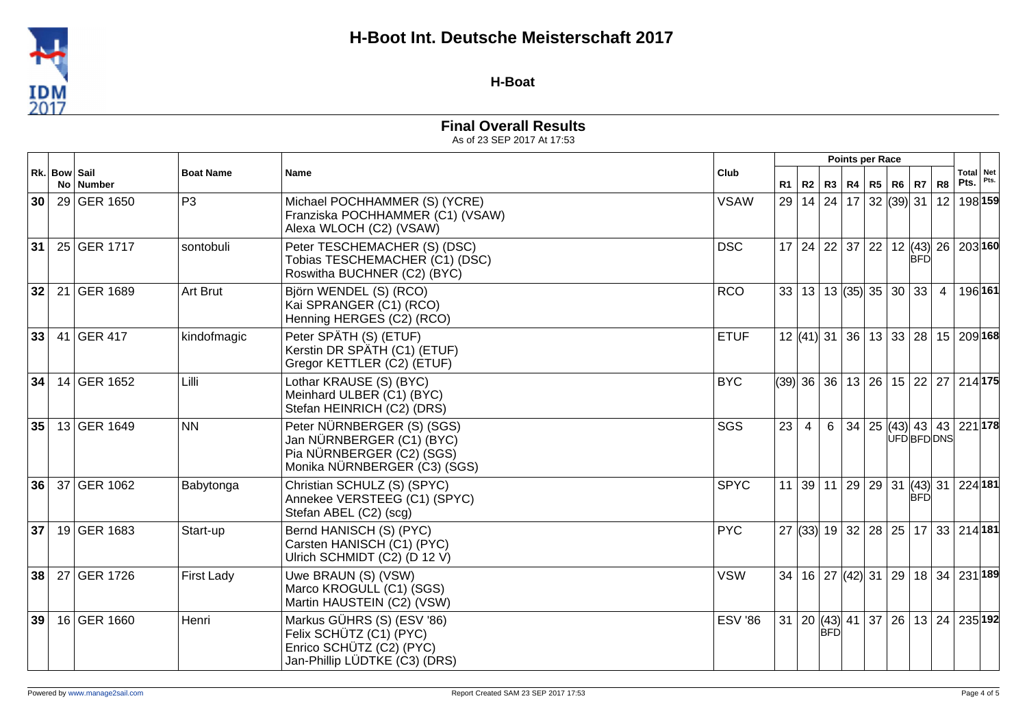# H-Boot Int. Deutsche Meisterschaft 2017

**H-Boat**

## Final Overall Results

As of 23 SEP 2017 At 17:53

| Rk. | Bow No | Sail Number | Boat Name | Name | Club | R1 | R2 | R3 | R4 | R5 | R6 | R7 | R8 | Total Pts. | Net Pts. |
|---|---|---|---|---|---|---|---|---|---|---|---|---|---|---|---|
| **30** | 29 | GER 1650 | P3 | Michael POCHHAMMER (S) (YCRE)<br>Franziska POCHHAMMER (C1) (VSAW)<br>Alexa WLOCH (C2) (VSAW) | VSAW | 29 | 14 | 24 | 17 | 32 | (39) | 31 | 12 | 198 | **159** |
| **31** | 25 | GER 1717 | sontobuli | Peter TESCHEMACHER (S) (DSC)<br>Tobias TESCHEMACHER (C1) (DSC)<br>Roswitha BUCHNER (C2) (BYC) | DSC | 17 | 24 | 22 | 37 | 22 | 12 | (43) BFD | 26 | 203 | **160** |
| **32** | 21 | GER 1689 | Art Brut | Björn WENDEL (S) (RCO)<br>Kai SPRANGER (C1) (RCO)<br>Henning HERGES (C2) (RCO) | RCO | 33 | 13 | 13 | (35) | 35 | 30 | 33 | 4 | 196 | **161** |
| **33** | 41 | GER 417 | kindofmagic | Peter SPÄTH (S) (ETUF)<br>Kerstin DR SPÄTH (C1) (ETUF)<br>Gregor KETTLER (C2) (ETUF) | ETUF | 12 | (41) | 31 | 36 | 13 | 33 | 28 | 15 | 209 | **168** |
| **34** | 14 | GER 1652 | Lilli | Lothar KRAUSE (S) (BYC)<br>Meinhard ULBER (C1) (BYC)<br>Stefan HEINRICH (C2) (DRS) | BYC | (39) | 36 | 36 | 13 | 26 | 15 | 22 | 27 | 214 | **175** |
| **35** | 13 | GER 1649 | NN | Peter NÜRNBERGER (S) (SGS)<br>Jan NÜRNBERGER (C1) (BYC)<br>Pia NÜRNBERGER (C2) (SGS)<br>Monika NÜRNBERGER (C3) (SGS) | SGS | 23 | 4 | 6 | 34 | 25 | (43) UFD | 43 BFD | 43 DNS | 221 | **178** |
| **36** | 37 | GER 1062 | Babytonga | Christian SCHULZ (S) (SPYC)<br>Annekee VERSTEEG (C1) (SPYC)<br>Stefan ABEL (C2) (scg) | SPYC | 11 | 39 | 11 | 29 | 29 | 31 | (43) BFD | 31 | 224 | **181** |
| **37** | 19 | GER 1683 | Start-up | Bernd HANISCH (S) (PYC)<br>Carsten HANISCH (C1) (PYC)<br>Ulrich SCHMIDT (C2) (D 12 V) | PYC | 27 | (33) | 19 | 32 | 28 | 25 | 17 | 33 | 214 | **181** |
| **38** | 27 | GER 1726 | First Lady | Uwe BRAUN (S) (VSW)<br>Marco KROGULL (C1) (SGS)<br>Martin HAUSTEIN (C2) (VSW) | VSW | 34 | 16 | 27 | (42) | 31 | 29 | 18 | 34 | 231 | **189** |
| **39** | 16 | GER 1660 | Henri | Markus GÜHRS (S) (ESV '86)<br>Felix SCHÜTZ (C1) (PYC)<br>Enrico SCHÜTZ (C2) (PYC)<br>Jan-Phillip LÜDTKE (C3) (DRS) | ESV '86 | 31 | 20 | (43) BFD | 41 | 37 | 26 | 13 | 24 | 235 | **192** |

Powered by www.manage2sail.com

Report Created SAM 23 SEP 2017 17:53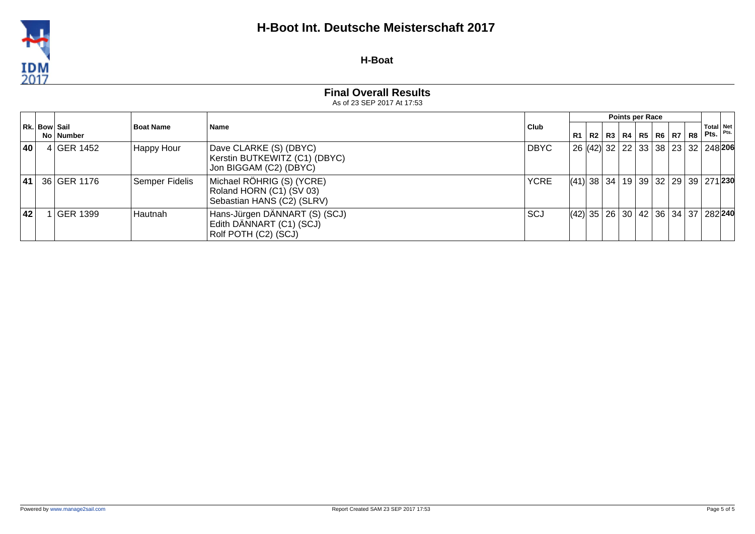# H-Boot Int. Deutsche Meisterschaft 2017

**H-Boat**

## Final Overall Results

As of 23 SEP 2017 At 17:53

| Rk. | Bow No | Sail Number | Boat Name | Name | Club | Points per Race | | | | | | | | Total Pts. | Net Pts. |
|---|---|---|---|---|---|---|---|---|---|---|---|---|---|---|---|
| | | | | | | R1 | R2 | R3 | R4 | R5 | R6 | R7 | R8 | | |
| **40** | 4 | GER 1452 | Happy Hour | Dave CLARKE (S) (DBYC)<br>Kerstin BUTKEWITZ (C1) (DBYC)<br>Jon BIGGAM (C2) (DBYC) | DBYC | 26 | (42) | 32 | 22 | 33 | 38 | 23 | 32 | 248 | **206** |
| **41** | 36 | GER 1176 | Semper Fidelis | Michael RÖHRIG (S) (YCRE)<br>Roland HORN (C1) (SV 03)<br>Sebastian HANS (C2) (SLRV) | YCRE | (41) | 38 | 34 | 19 | 39 | 32 | 29 | 39 | 271 | **230** |
| **42** | 1 | GER 1399 | Hautnah | Hans-Jürgen DÄNNART (S) (SCJ)<br>Edith DÄNNART (C1) (SCJ)<br>Rolf POTH (C2) (SCJ) | SCJ | (42) | 35 | 26 | 30 | 42 | 36 | 34 | 37 | 282 | **240** |

Powered by www.manage2sail.com

Report Created SAM 23 SEP 2017 17:53